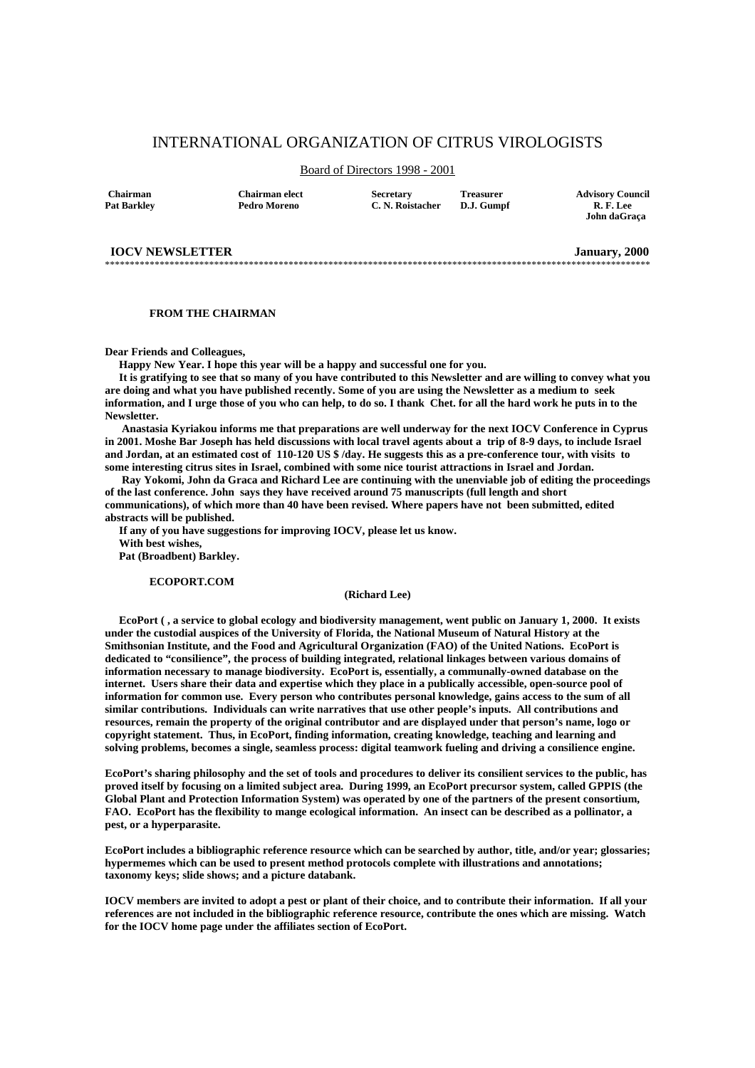# INTERNATIONAL ORGANIZATION OF CITRUS VIROLOGISTS

Board of Directors 1998 - 2001

| Chairman | Chairman elect | Secretary | Treasurer | Advisory Council |
|---|---|---|---|---|
| Pat Barkley | Pedro Moreno | C. N. Roistacher | D.J. Gumpf | R. F. Lee<br>John daGraça |

**IOCV NEWSLETTER** **January, 2000**

***************************************************************************************************************

### FROM THE CHAIRMAN

**Dear Friends and Colleagues,**

**Happy New Year. I hope this year will be a happy and successful one for you.**

**It is gratifying to see that so many of you have contributed to this Newsletter and are willing to convey what you are doing and what you have published recently. Some of you are using the Newsletter as a medium to seek information, and I urge those of you who can help, to do so. I thank Chet. for all the hard work he puts in to the Newsletter.**

**Anastasia Kyriakou informs me that preparations are well underway for the next IOCV Conference in Cyprus in 2001. Moshe Bar Joseph has held discussions with local travel agents about a trip of 8-9 days, to include Israel and Jordan, at an estimated cost of 110-120 US $ /day. He suggests this as a pre-conference tour, with visits to some interesting citrus sites in Israel, combined with some nice tourist attractions in Israel and Jordan.**

**Ray Yokomi, John da Graca and Richard Lee are continuing with the unenviable job of editing the proceedings of the last conference. John says they have received around 75 manuscripts (full length and short communications), of which more than 40 have been revised. Where papers have not been submitted, edited abstracts will be published.**

**If any of you have suggestions for improving IOCV, please let us know.**

**With best wishes,**

**Pat (Broadbent) Barkley.**

### ECOPORT.COM

**(Richard Lee)**

**EcoPort ( , a service to global ecology and biodiversity management, went public on January 1, 2000. It exists under the custodial auspices of the University of Florida, the National Museum of Natural History at the Smithsonian Institute, and the Food and Agricultural Organization (FAO) of the United Nations. EcoPort is dedicated to "consilience", the process of building integrated, relational linkages between various domains of information necessary to manage biodiversity. EcoPort is, essentially, a communally-owned database on the internet. Users share their data and expertise which they place in a publically accessible, open-source pool of information for common use. Every person who contributes personal knowledge, gains access to the sum of all similar contributions. Individuals can write narratives that use other people's inputs. All contributions and resources, remain the property of the original contributor and are displayed under that person's name, logo or copyright statement. Thus, in EcoPort, finding information, creating knowledge, teaching and learning and solving problems, becomes a single, seamless process: digital teamwork fueling and driving a consilience engine.**

**EcoPort's sharing philosophy and the set of tools and procedures to deliver its consilient services to the public, has proved itself by focusing on a limited subject area. During 1999, an EcoPort precursor system, called GPPIS (the Global Plant and Protection Information System) was operated by one of the partners of the present consortium, FAO. EcoPort has the flexibility to mange ecological information. An insect can be described as a pollinator, a pest, or a hyperparasite.**

**EcoPort includes a bibliographic reference resource which can be searched by author, title, and/or year; glossaries; hypermemes which can be used to present method protocols complete with illustrations and annotations; taxonomy keys; slide shows; and a picture databank.**

**IOCV members are invited to adopt a pest or plant of their choice, and to contribute their information. If all your references are not included in the bibliographic reference resource, contribute the ones which are missing. Watch for the IOCV home page under the affiliates section of EcoPort.**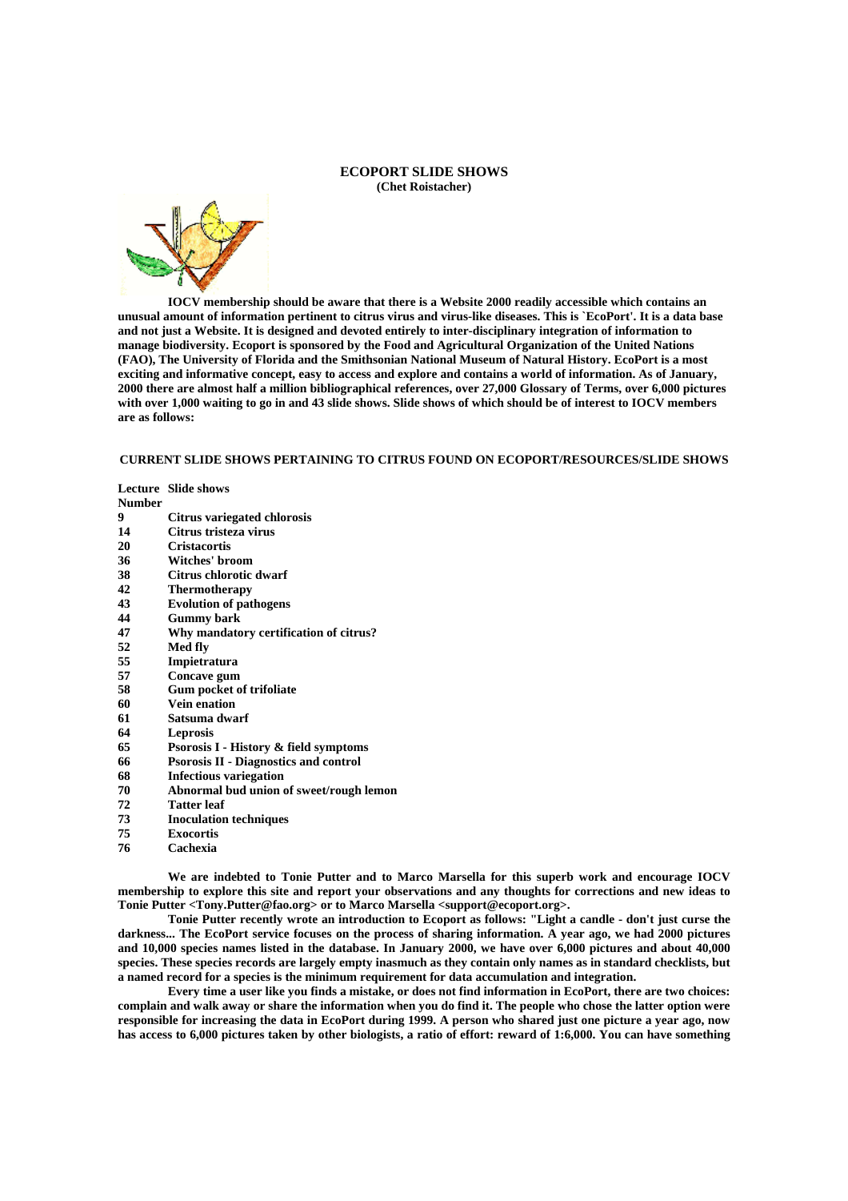## ECOPORT SLIDE SHOWS

**(Chet Roistacher)**

**IOCV membership should be aware that there is a Website 2000 readily accessible which contains an unusual amount of information pertinent to citrus virus and virus-like diseases. This is `EcoPort'. It is a data base and not just a Website. It is designed and devoted entirely to inter-disciplinary integration of information to manage biodiversity. Ecoport is sponsored by the Food and Agricultural Organization of the United Nations (FAO), The University of Florida and the Smithsonian National Museum of Natural History. EcoPort is a most exciting and informative concept, easy to access and explore and contains a world of information. As of January, 2000 there are almost half a million bibliographical references, over 27,000 Glossary of Terms, over 6,000 pictures with over 1,000 waiting to go in and 43 slide shows. Slide shows of which should be of interest to IOCV members are as follows:**

### CURRENT SLIDE SHOWS PERTAINING TO CITRUS FOUND ON ECOPORT/RESOURCES/SLIDE SHOWS

| Lecture Number | Slide shows |
|---|---|
| 9 | Citrus variegated chlorosis |
| 14 | Citrus tristeza virus |
| 20 | Cristacortis |
| 36 | Witches' broom |
| 38 | Citrus chlorotic dwarf |
| 42 | Thermotherapy |
| 43 | Evolution of pathogens |
| 44 | Gummy bark |
| 47 | Why mandatory certification of citrus? |
| 52 | Med fly |
| 55 | Impietratura |
| 57 | Concave gum |
| 58 | Gum pocket of trifoliate |
| 60 | Vein enation |
| 61 | Satsuma dwarf |
| 64 | Leprosis |
| 65 | Psorosis I - History & field symptoms |
| 66 | Psorosis II - Diagnostics and control |
| 68 | Infectious variegation |
| 70 | Abnormal bud union of sweet/rough lemon |
| 72 | Tatter leaf |
| 73 | Inoculation techniques |
| 75 | Exocortis |
| 76 | Cachexia |

**We are indebted to Tonie Putter and to Marco Marsella for this superb work and encourage IOCV membership to explore this site and report your observations and any thoughts for corrections and new ideas to Tonie Putter <Tony.Putter@fao.org> or to Marco Marsella <support@ecoport.org>.**

**Tonie Putter recently wrote an introduction to Ecoport as follows: "Light a candle - don't just curse the darkness... The EcoPort service focuses on the process of sharing information. A year ago, we had 2000 pictures and 10,000 species names listed in the database. In January 2000, we have over 6,000 pictures and about 40,000 species. These species records are largely empty inasmuch as they contain only names as in standard checklists, but a named record for a species is the minimum requirement for data accumulation and integration.**

**Every time a user like you finds a mistake, or does not find information in EcoPort, there are two choices: complain and walk away or share the information when you do find it. The people who chose the latter option were responsible for increasing the data in EcoPort during 1999. A person who shared just one picture a year ago, now has access to 6,000 pictures taken by other biologists, a ratio of effort: reward of 1:6,000. You can have something**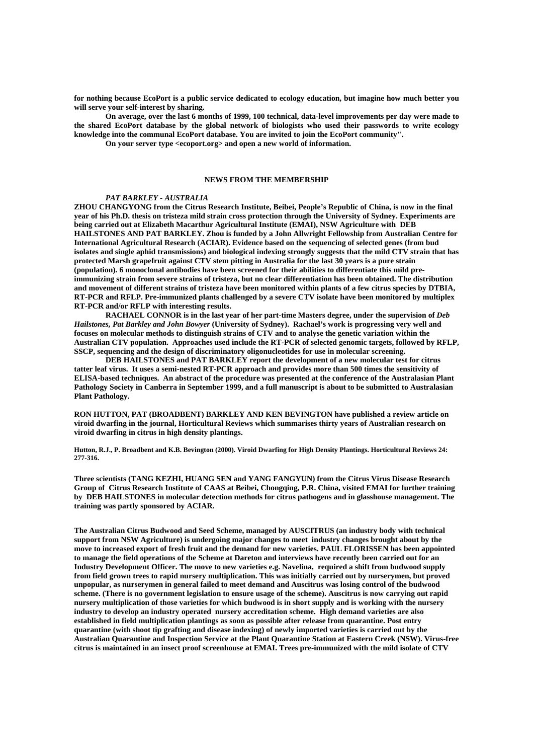**for nothing because EcoPort is a public service dedicated to ecology education, but imagine how much better you will serve your self-interest by sharing.**

**On average, over the last 6 months of 1999, 100 technical, data-level improvements per day were made to the shared EcoPort database by the global network of biologists who used their passwords to write ecology knowledge into the communal EcoPort database. You are invited to join the EcoPort community".**

**On your server type <ecoport.org> and open a new world of information.**

## NEWS FROM THE MEMBERSHIP

***PAT BARKLEY - AUSTRALIA***

**ZHOU CHANGYONG from the Citrus Research Institute, Beibei, People's Republic of China, is now in the final year of his Ph.D. thesis on tristeza mild strain cross protection through the University of Sydney. Experiments are being carried out at Elizabeth Macarthur Agricultural Institute (EMAI), NSW Agriculture with DEB HAILSTONES AND PAT BARKLEY. Zhou is funded by a John Allwright Fellowship from Australian Centre for International Agricultural Research (ACIAR). Evidence based on the sequencing of selected genes (from bud isolates and single aphid transmissions) and biological indexing strongly suggests that the mild CTV strain that has protected Marsh grapefruit against CTV stem pitting in Australia for the last 30 years is a pure strain (population). 6 monoclonal antibodies have been screened for their abilities to differentiate this mild pre-immunizing strain from severe strains of tristeza, but no clear differentiation has been obtained. The distribution and movement of different strains of tristeza have been monitored within plants of a few citrus species by DTBIA, RT-PCR and RFLP. Pre-immunized plants challenged by a severe CTV isolate have been monitored by multiplex RT-PCR and/or RFLP with interesting results.**

**RACHAEL CONNOR is in the last year of her part-time Masters degree, under the supervision of *Deb Hailstones, Pat Barkley and John Bowyer* (University of Sydney). Rachael's work is progressing very well and focuses on molecular methods to distinguish strains of CTV and to analyse the genetic variation within the Australian CTV population. Approaches used include the RT-PCR of selected genomic targets, followed by RFLP, SSCP, sequencing and the design of discriminatory oligonucleotides for use in molecular screening.**

**DEB HAILSTONES and PAT BARKLEY report the development of a new molecular test for citrus tatter leaf virus. It uses a semi-nested RT-PCR approach and provides more than 500 times the sensitivity of ELISA-based techniques. An abstract of the procedure was presented at the conference of the Australasian Plant Pathology Society in Canberra in September 1999, and a full manuscript is about to be submitted to Australasian Plant Pathology.**

**RON HUTTON, PAT (BROADBENT) BARKLEY AND KEN BEVINGTON have published a review article on viroid dwarfing in the journal, Horticultural Reviews which summarises thirty years of Australian research on viroid dwarfing in citrus in high density plantings.**

**Hutton, R.J., P. Broadbent and K.B. Bevington (2000). Viroid Dwarfing for High Density Plantings. Horticultural Reviews 24: 277-316.**

**Three scientists (TANG KEZHI, HUANG SEN and YANG FANGYUN) from the Citrus Virus Disease Research Group of Citrus Research Institute of CAAS at Beibei, Chongqing, P.R. China, visited EMAI for further training by DEB HAILSTONES in molecular detection methods for citrus pathogens and in glasshouse management. The training was partly sponsored by ACIAR.**

**The Australian Citrus Budwood and Seed Scheme, managed by AUSCITRUS (an industry body with technical support from NSW Agriculture) is undergoing major changes to meet industry changes brought about by the move to increased export of fresh fruit and the demand for new varieties. PAUL FLORISSEN has been appointed to manage the field operations of the Scheme at Dareton and interviews have recently been carried out for an Industry Development Officer. The move to new varieties e.g. Navelina, required a shift from budwood supply from field grown trees to rapid nursery multiplication. This was initially carried out by nurserymen, but proved unpopular, as nurserymen in general failed to meet demand and Auscitrus was losing control of the budwood scheme. (There is no government legislation to ensure usage of the scheme). Auscitrus is now carrying out rapid nursery multiplication of those varieties for which budwood is in short supply and is working with the nursery industry to develop an industry operated nursery accreditation scheme. High demand varieties are also established in field multiplication plantings as soon as possible after release from quarantine. Post entry quarantine (with shoot tip grafting and disease indexing) of newly imported varieties is carried out by the Australian Quarantine and Inspection Service at the Plant Quarantine Station at Eastern Creek (NSW). Virus-free citrus is maintained in an insect proof screenhouse at EMAI. Trees pre-immunized with the mild isolate of CTV**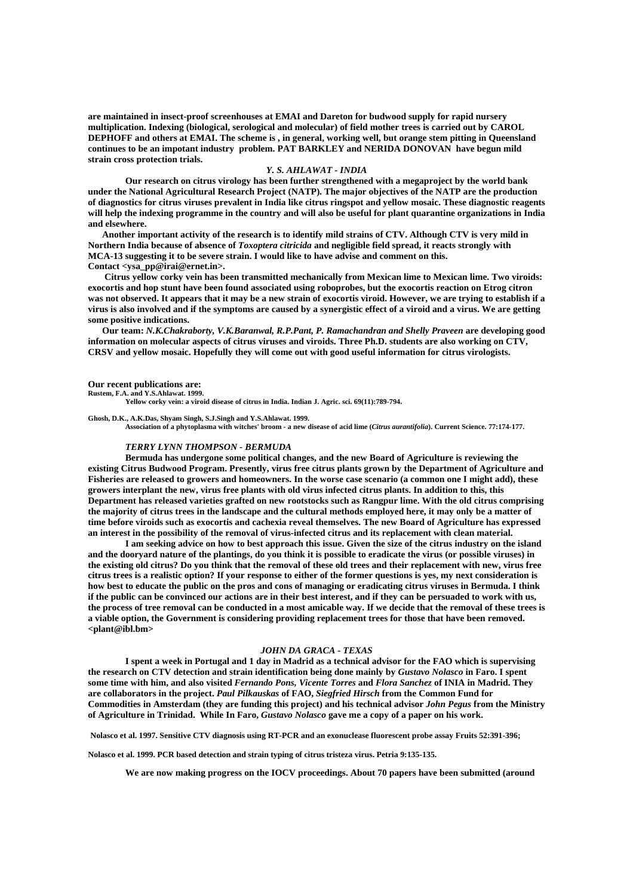**are maintained in insect-proof screenhouses at EMAI and Dareton for budwood supply for rapid nursery multiplication. Indexing (biological, serological and molecular) of field mother trees is carried out by CAROL DEPHOFF and others at EMAI. The scheme is , in general, working well, but orange stem pitting in Queensland continues to be an impotant industry problem. PAT BARKLEY and NERIDA DONOVAN have begun mild strain cross protection trials.**

### *Y. S. AHLAWAT - INDIA*

**Our research on citrus virology has been further strengthened with a megaproject by the world bank under the National Agricultural Research Project (NATP). The major objectives of the NATP are the production of diagnostics for citrus viruses prevalent in India like citrus ringspot and yellow mosaic. These diagnostic reagents will help the indexing programme in the country and will also be useful for plant quarantine organizations in India and elsewhere.**

**Another important activity of the research is to identify mild strains of CTV. Although CTV is very mild in Northern India because of absence of *Toxoptera citricida* and negligible field spread, it reacts strongly with MCA-13 suggesting it to be severe strain. I would like to have advise and comment on this. Contact <ysa_pp@irai@ernet.in>.**

**Citrus yellow corky vein has been transmitted mechanically from Mexican lime to Mexican lime. Two viroids: exocortis and hop stunt have been found associated using roboprobes, but the exocortis reaction on Etrog citron was not observed. It appears that it may be a new strain of exocortis viroid. However, we are trying to establish if a virus is also involved and if the symptoms are caused by a synergistic effect of a viroid and a virus. We are getting some positive indications.**

**Our team: *N.K.Chakraborty, V.K.Baranwal, R.P.Pant, P. Ramachandran and Shelly Praveen* are developing good information on molecular aspects of citrus viruses and viroids. Three Ph.D. students are also working on CTV, CRSV and yellow mosaic. Hopefully they will come out with good useful information for citrus virologists.**

**Our recent publications are:**

**Rustem, F.A. and Y.S.Ahlawat. 1999.**
**Yellow corky vein: a viroid disease of citrus in India. Indian J. Agric. sci. 69(11):789-794.**

**Ghosh, D.K., A.K.Das, Shyam Singh, S.J.Singh and Y.S.Ahlawat. 1999.**
**Association of a phytoplasma with witches' broom - a new disease of acid lime (*Citrus aurantifolia*). Current Science. 77:174-177.**

### *TERRY LYNN THOMPSON - BERMUDA*

**Bermuda has undergone some political changes, and the new Board of Agriculture is reviewing the existing Citrus Budwood Program. Presently, virus free citrus plants grown by the Department of Agriculture and Fisheries are released to growers and homeowners. In the worse case scenario (a common one I might add), these growers interplant the new, virus free plants with old virus infected citrus plants. In addition to this, this Department has released varieties grafted on new rootstocks such as Rangpur lime. With the old citrus comprising the majority of citrus trees in the landscape and the cultural methods employed here, it may only be a matter of time before viroids such as exocortis and cachexia reveal themselves. The new Board of Agriculture has expressed an interest in the possibility of the removal of virus-infected citrus and its replacement with clean material.**

**I am seeking advice on how to best approach this issue. Given the size of the citrus industry on the island and the dooryard nature of the plantings, do you think it is possible to eradicate the virus (or possible viruses) in the existing old citrus? Do you think that the removal of these old trees and their replacement with new, virus free citrus trees is a realistic option? If your response to either of the former questions is yes, my next consideration is how best to educate the public on the pros and cons of managing or eradicating citrus viruses in Bermuda. I think if the public can be convinced our actions are in their best interest, and if they can be persuaded to work with us, the process of tree removal can be conducted in a most amicable way. If we decide that the removal of these trees is a viable option, the Government is considering providing replacement trees for those that have been removed. <plant@ibl.bm>**

### *JOHN DA GRACA - TEXAS*

**I spent a week in Portugal and 1 day in Madrid as a technical advisor for the FAO which is supervising the research on CTV detection and strain identification being done mainly by *Gustavo Nolasco* in Faro. I spent some time with him, and also visited *Fernando Pons, Vicente Torres* and *Flora Sanchez* of INIA in Madrid. They are collaborators in the project. *Paul Pilkauskas* of FAO, *Siegfried Hirsch* from the Common Fund for Commodities in Amsterdam (they are funding this project) and his technical advisor *John Pegus* from the Ministry of Agriculture in Trinidad. While In Faro, *Gustavo Nolasco* gave me a copy of a paper on his work.**

**Nolasco et al. 1997. Sensitive CTV diagnosis using RT-PCR and an exonuclease fluorescent probe assay Fruits 52:391-396;**

**Nolasco et al. 1999. PCR based detection and strain typing of citrus tristeza virus. Petria 9:135-135.**

**We are now making progress on the IOCV proceedings. About 70 papers have been submitted (around**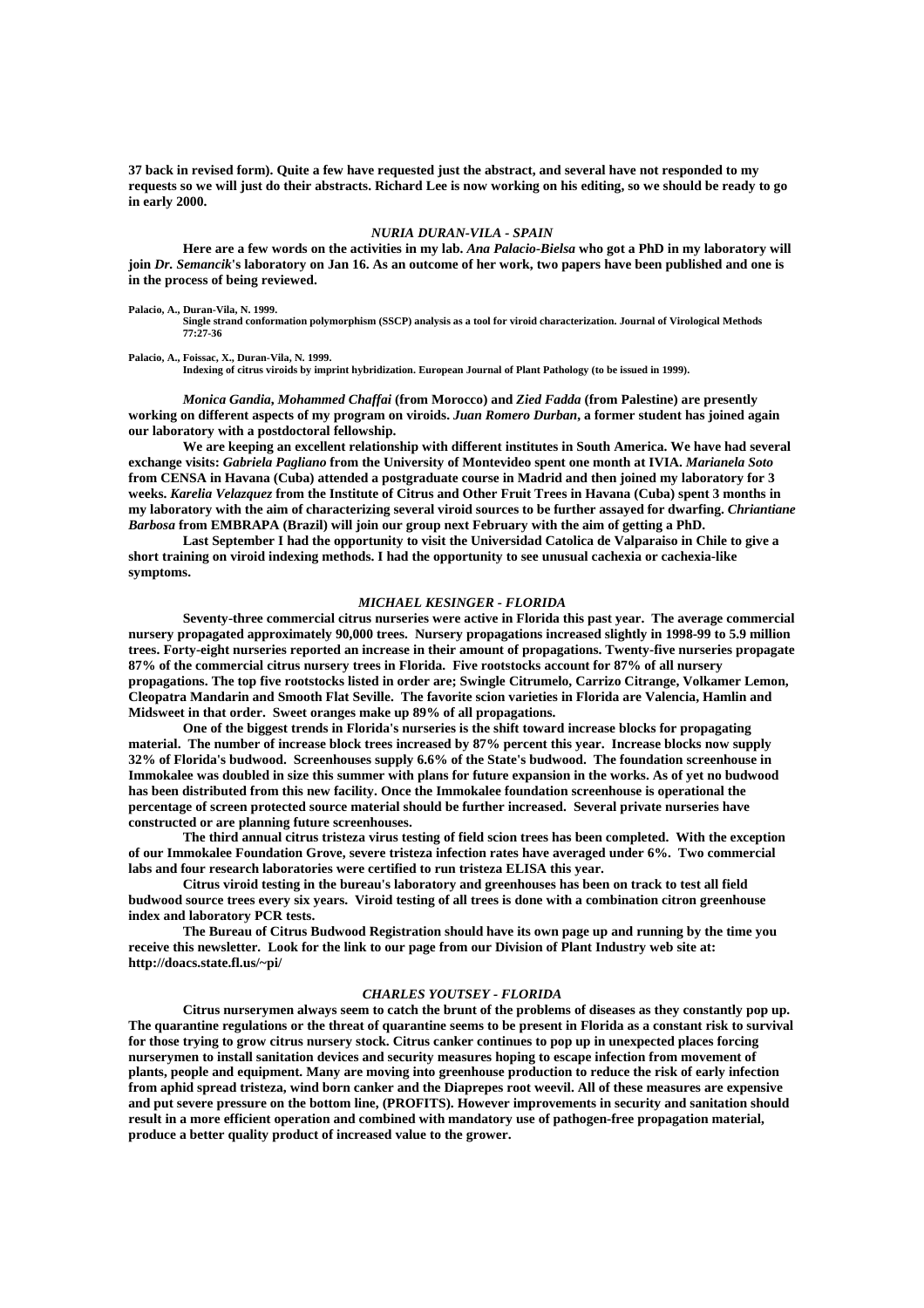**37 back in revised form). Quite a few have requested just the abstract, and several have not responded to my requests so we will just do their abstracts. Richard Lee is now working on his editing, so we should be ready to go in early 2000.**

### *NURIA DURAN-VILA - SPAIN*

**Here are a few words on the activities in my lab. *Ana Palacio-Bielsa* who got a PhD in my laboratory will join *Dr. Semancik*'s laboratory on Jan 16. As an outcome of her work, two papers have been published and one is in the process of being reviewed.**

**Palacio, A., Duran-Vila, N. 1999.**
**Single strand conformation polymorphism (SSCP) analysis as a tool for viroid characterization. Journal of Virological Methods 77:27-36**

**Palacio, A., Foissac, X., Duran-Vila, N. 1999.**
**Indexing of citrus viroids by imprint hybridization. European Journal of Plant Pathology (to be issued in 1999).**

***Monica Gandia*, *Mohammed Chaffai* (from Morocco) and *Zied Fadda* (from Palestine) are presently working on different aspects of my program on viroids. *Juan Romero Durban*, a former student has joined again our laboratory with a postdoctoral fellowship.**

**We are keeping an excellent relationship with different institutes in South America. We have had several exchange visits: *Gabriela Pagliano* from the University of Montevideo spent one month at IVIA. *Marianela Soto* from CENSA in Havana (Cuba) attended a postgraduate course in Madrid and then joined my laboratory for 3 weeks. *Karelia Velazquez* from the Institute of Citrus and Other Fruit Trees in Havana (Cuba) spent 3 months in my laboratory with the aim of characterizing several viroid sources to be further assayed for dwarfing. *Chriantiane Barbosa* from EMBRAPA (Brazil) will join our group next February with the aim of getting a PhD.**

**Last September I had the opportunity to visit the Universidad Catolica de Valparaiso in Chile to give a short training on viroid indexing methods. I had the opportunity to see unusual cachexia or cachexia-like symptoms.**

### *MICHAEL KESINGER - FLORIDA*

**Seventy-three commercial citrus nurseries were active in Florida this past year. The average commercial nursery propagated approximately 90,000 trees. Nursery propagations increased slightly in 1998-99 to 5.9 million trees. Forty-eight nurseries reported an increase in their amount of propagations. Twenty-five nurseries propagate 87% of the commercial citrus nursery trees in Florida. Five rootstocks account for 87% of all nursery propagations. The top five rootstocks listed in order are; Swingle Citrumelo, Carrizo Citrange, Volkamer Lemon, Cleopatra Mandarin and Smooth Flat Seville. The favorite scion varieties in Florida are Valencia, Hamlin and Midsweet in that order. Sweet oranges make up 89% of all propagations.**

**One of the biggest trends in Florida's nurseries is the shift toward increase blocks for propagating material. The number of increase block trees increased by 87% percent this year. Increase blocks now supply 32% of Florida's budwood. Screenhouses supply 6.6% of the State's budwood. The foundation screenhouse in Immokalee was doubled in size this summer with plans for future expansion in the works. As of yet no budwood has been distributed from this new facility. Once the Immokalee foundation screenhouse is operational the percentage of screen protected source material should be further increased. Several private nurseries have constructed or are planning future screenhouses.**

**The third annual citrus tristeza virus testing of field scion trees has been completed. With the exception of our Immokalee Foundation Grove, severe tristeza infection rates have averaged under 6%. Two commercial labs and four research laboratories were certified to run tristeza ELISA this year.**

**Citrus viroid testing in the bureau's laboratory and greenhouses has been on track to test all field budwood source trees every six years. Viroid testing of all trees is done with a combination citron greenhouse index and laboratory PCR tests.**

**The Bureau of Citrus Budwood Registration should have its own page up and running by the time you receive this newsletter. Look for the link to our page from our Division of Plant Industry web site at: http://doacs.state.fl.us/~pi/**

### *CHARLES YOUTSEY - FLORIDA*

**Citrus nurserymen always seem to catch the brunt of the problems of diseases as they constantly pop up. The quarantine regulations or the threat of quarantine seems to be present in Florida as a constant risk to survival for those trying to grow citrus nursery stock. Citrus canker continues to pop up in unexpected places forcing nurserymen to install sanitation devices and security measures hoping to escape infection from movement of plants, people and equipment. Many are moving into greenhouse production to reduce the risk of early infection from aphid spread tristeza, wind born canker and the Diaprepes root weevil. All of these measures are expensive and put severe pressure on the bottom line, (PROFITS). However improvements in security and sanitation should result in a more efficient operation and combined with mandatory use of pathogen-free propagation material, produce a better quality product of increased value to the grower.**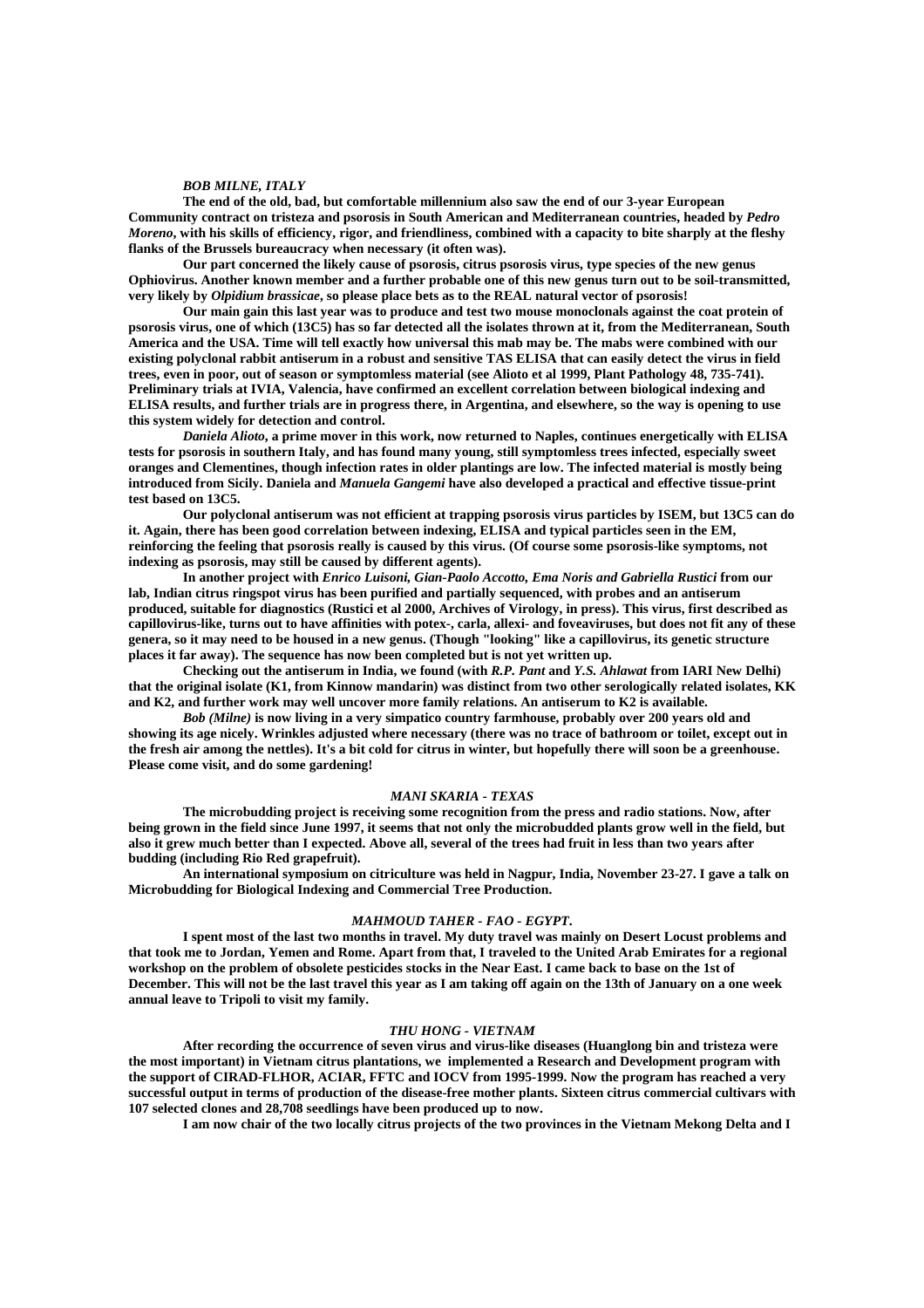### *BOB MILNE, ITALY*

**The end of the old, bad, but comfortable millennium also saw the end of our 3-year European Community contract on tristeza and psorosis in South American and Mediterranean countries, headed by *Pedro Moreno*, with his skills of efficiency, rigor, and friendliness, combined with a capacity to bite sharply at the fleshy flanks of the Brussels bureaucracy when necessary (it often was).**

**Our part concerned the likely cause of psorosis, citrus psorosis virus, type species of the new genus Ophiovirus. Another known member and a further probable one of this new genus turn out to be soil-transmitted, very likely by *Olpidium brassicae*, so please place bets as to the REAL natural vector of psorosis!**

**Our main gain this last year was to produce and test two mouse monoclonals against the coat protein of psorosis virus, one of which (13C5) has so far detected all the isolates thrown at it, from the Mediterranean, South America and the USA. Time will tell exactly how universal this mab may be. The mabs were combined with our existing polyclonal rabbit antiserum in a robust and sensitive TAS ELISA that can easily detect the virus in field trees, even in poor, out of season or symptomless material (see Alioto et al 1999, Plant Pathology 48, 735-741). Preliminary trials at IVIA, Valencia, have confirmed an excellent correlation between biological indexing and ELISA results, and further trials are in progress there, in Argentina, and elsewhere, so the way is opening to use this system widely for detection and control.**

***Daniela Alioto*, a prime mover in this work, now returned to Naples, continues energetically with ELISA tests for psorosis in southern Italy, and has found many young, still symptomless trees infected, especially sweet oranges and Clementines, though infection rates in older plantings are low. The infected material is mostly being introduced from Sicily. Daniela and *Manuela Gangemi* have also developed a practical and effective tissue-print test based on 13C5.**

**Our polyclonal antiserum was not efficient at trapping psorosis virus particles by ISEM, but 13C5 can do it. Again, there has been good correlation between indexing, ELISA and typical particles seen in the EM, reinforcing the feeling that psorosis really is caused by this virus. (Of course some psorosis-like symptoms, not indexing as psorosis, may still be caused by different agents).**

**In another project with *Enrico Luisoni, Gian-Paolo Accotto, Ema Noris and Gabriella Rustici* from our lab, Indian citrus ringspot virus has been purified and partially sequenced, with probes and an antiserum produced, suitable for diagnostics (Rustici et al 2000, Archives of Virology, in press). This virus, first described as capillovirus-like, turns out to have affinities with potex-, carla, allexi- and foveaviruses, but does not fit any of these genera, so it may need to be housed in a new genus. (Though "looking" like a capillovirus, its genetic structure places it far away). The sequence has now been completed but is not yet written up.**

**Checking out the antiserum in India, we found (with *R.P. Pant* and *Y.S. Ahlawat* from IARI New Delhi) that the original isolate (K1, from Kinnow mandarin) was distinct from two other serologically related isolates, KK and K2, and further work may well uncover more family relations. An antiserum to K2 is available.**

***Bob (Milne)* is now living in a very simpatico country farmhouse, probably over 200 years old and showing its age nicely. Wrinkles adjusted where necessary (there was no trace of bathroom or toilet, except out in the fresh air among the nettles). It's a bit cold for citrus in winter, but hopefully there will soon be a greenhouse. Please come visit, and do some gardening!**

### *MANI SKARIA - TEXAS*

**The microbudding project is receiving some recognition from the press and radio stations. Now, after being grown in the field since June 1997, it seems that not only the microbudded plants grow well in the field, but also it grew much better than I expected. Above all, several of the trees had fruit in less than two years after budding (including Rio Red grapefruit).**

**An international symposium on citriculture was held in Nagpur, India, November 23-27. I gave a talk on Microbudding for Biological Indexing and Commercial Tree Production.**

### *MAHMOUD TAHER - FAO - EGYPT.*

**I spent most of the last two months in travel. My duty travel was mainly on Desert Locust problems and that took me to Jordan, Yemen and Rome. Apart from that, I traveled to the United Arab Emirates for a regional workshop on the problem of obsolete pesticides stocks in the Near East. I came back to base on the 1st of December. This will not be the last travel this year as I am taking off again on the 13th of January on a one week annual leave to Tripoli to visit my family.**

### *THU HONG - VIETNAM*

**After recording the occurrence of seven virus and virus-like diseases (Huanglong bin and tristeza were the most important) in Vietnam citrus plantations, we implemented a Research and Development program with the support of CIRAD-FLHOR, ACIAR, FFTC and IOCV from 1995-1999. Now the program has reached a very successful output in terms of production of the disease-free mother plants. Sixteen citrus commercial cultivars with 107 selected clones and 28,708 seedlings have been produced up to now.**

**I am now chair of the two locally citrus projects of the two provinces in the Vietnam Mekong Delta and I**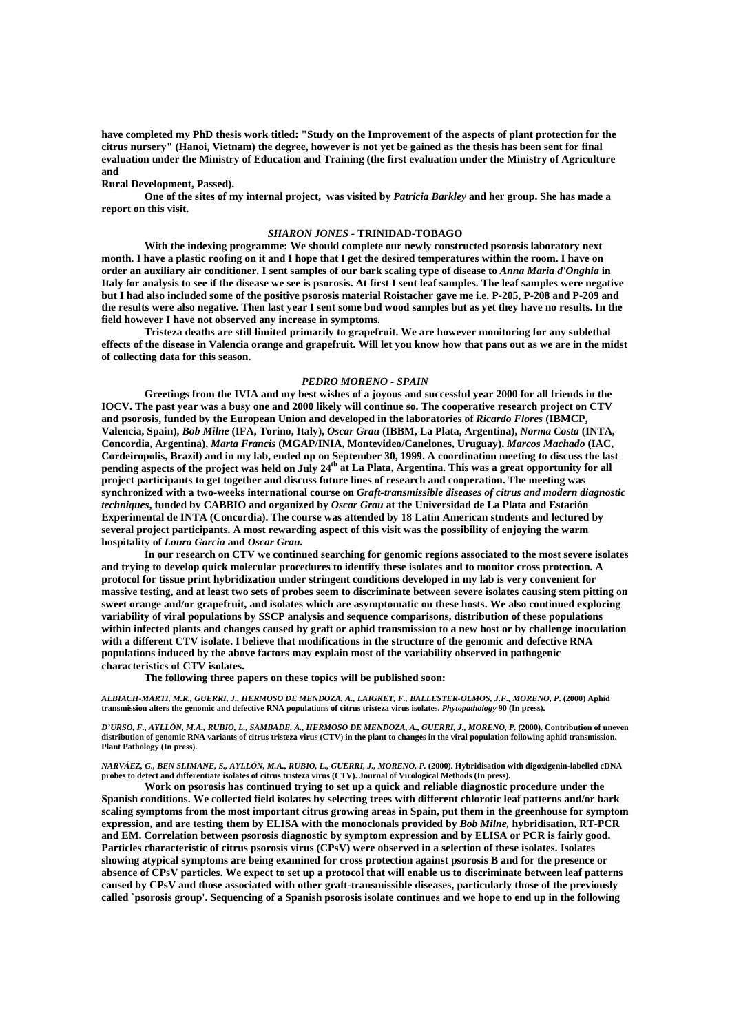**have completed my PhD thesis work titled: "Study on the Improvement of the aspects of plant protection for the citrus nursery" (Hanoi, Vietnam) the degree, however is not yet be gained as the thesis has been sent for final evaluation under the Ministry of Education and Training (the first evaluation under the Ministry of Agriculture and**

**Rural Development, Passed).**

**One of the sites of my internal project, was visited by *Patricia Barkley* and her group. She has made a report on this visit.**

### *SHARON JONES* - TRINIDAD-TOBAGO

**With the indexing programme: We should complete our newly constructed psorosis laboratory next month. I have a plastic roofing on it and I hope that I get the desired temperatures within the room. I have on order an auxiliary air conditioner. I sent samples of our bark scaling type of disease to *Anna Maria d'Onghia* in Italy for analysis to see if the disease we see is psorosis. At first I sent leaf samples. The leaf samples were negative but I had also included some of the positive psorosis material Roistacher gave me i.e. P-205, P-208 and P-209 and the results were also negative. Then last year I sent some bud wood samples but as yet they have no results. In the field however I have not observed any increase in symptoms.**

**Tristeza deaths are still limited primarily to grapefruit. We are however monitoring for any sublethal effects of the disease in Valencia orange and grapefruit. Will let you know how that pans out as we are in the midst of collecting data for this season.**

### *PEDRO MORENO - SPAIN*

**Greetings from the IVIA and my best wishes of a joyous and successful year 2000 for all friends in the IOCV. The past year was a busy one and 2000 likely will continue so. The cooperative research project on CTV and psorosis, funded by the European Union and developed in the laboratories of *Ricardo Flores* (IBMCP, Valencia, Spain), *Bob Milne* (IFA, Torino, Italy), *Oscar Grau* (IBBM, La Plata, Argentina), *Norma Costa* (INTA, Concordia, Argentina), *Marta Francis* (MGAP/INIA, Montevideo/Canelones, Uruguay), *Marcos Machado* (IAC, Cordeiropolis, Brazil) and in my lab, ended up on September 30, 1999. A coordination meeting to discuss the last pending aspects of the project was held on July 24th at La Plata, Argentina. This was a great opportunity for all project participants to get together and discuss future lines of research and cooperation. The meeting was synchronized with a two-weeks international course on *Graft-transmissible diseases of citrus and modern diagnostic techniques*, funded by CABBIO and organized by *Oscar Grau* at the Universidad de La Plata and Estación Experimental de INTA (Concordia). The course was attended by 18 Latin American students and lectured by several project participants. A most rewarding aspect of this visit was the possibility of enjoying the warm hospitality of *Laura Garcia* and *Oscar Grau.***

**In our research on CTV we continued searching for genomic regions associated to the most severe isolates and trying to develop quick molecular procedures to identify these isolates and to monitor cross protection. A protocol for tissue print hybridization under stringent conditions developed in my lab is very convenient for massive testing, and at least two sets of probes seem to discriminate between severe isolates causing stem pitting on sweet orange and/or grapefruit, and isolates which are asymptomatic on these hosts. We also continued exploring variability of viral populations by SSCP analysis and sequence comparisons, distribution of these populations within infected plants and changes caused by graft or aphid transmission to a new host or by challenge inoculation with a different CTV isolate. I believe that modifications in the structure of the genomic and defective RNA populations induced by the above factors may explain most of the variability observed in pathogenic characteristics of CTV isolates.**

**The following three papers on these topics will be published soon:**

***ALBIACH-MARTI, M.R., GUERRI, J., HERMOSO DE MENDOZA, A., LAIGRET, F., BALLESTER-OLMOS, J.F., MORENO, P.* (2000) Aphid transmission alters the genomic and defective RNA populations of citrus tristeza virus isolates. *Phytopathology* 90 (In press).**

***D'URSO, F., AYLLÓN, M.A., RUBIO, L., SAMBADE, A., HERMOSO DE MENDOZA, A., GUERRI, J., MORENO, P.* (2000). Contribution of uneven distribution of genomic RNA variants of citrus tristeza virus (CTV) in the plant to changes in the viral population following aphid transmission. Plant Pathology (In press).**

***NARVÁEZ, G., BEN SLIMANE, S., AYLLÓN, M.A., RUBIO, L., GUERRI, J., MORENO, P.* (2000). Hybridisation with digoxigenin-labelled cDNA probes to detect and differentiate isolates of citrus tristeza virus (CTV). Journal of Virological Methods (In press).**

**Work on psorosis has continued trying to set up a quick and reliable diagnostic procedure under the Spanish conditions. We collected field isolates by selecting trees with different chlorotic leaf patterns and/or bark scaling symptoms from the most important citrus growing areas in Spain, put them in the greenhouse for symptom expression, and are testing them by ELISA with the monoclonals provided by *Bob Milne*, hybridisation, RT-PCR and EM. Correlation between psorosis diagnostic by symptom expression and by ELISA or PCR is fairly good. Particles characteristic of citrus psorosis virus (CPsV) were observed in a selection of these isolates. Isolates showing atypical symptoms are being examined for cross protection against psorosis B and for the presence or absence of CPsV particles. We expect to set up a protocol that will enable us to discriminate between leaf patterns caused by CPsV and those associated with other graft-transmissible diseases, particularly those of the previously called `psorosis group'. Sequencing of a Spanish psorosis isolate continues and we hope to end up in the following**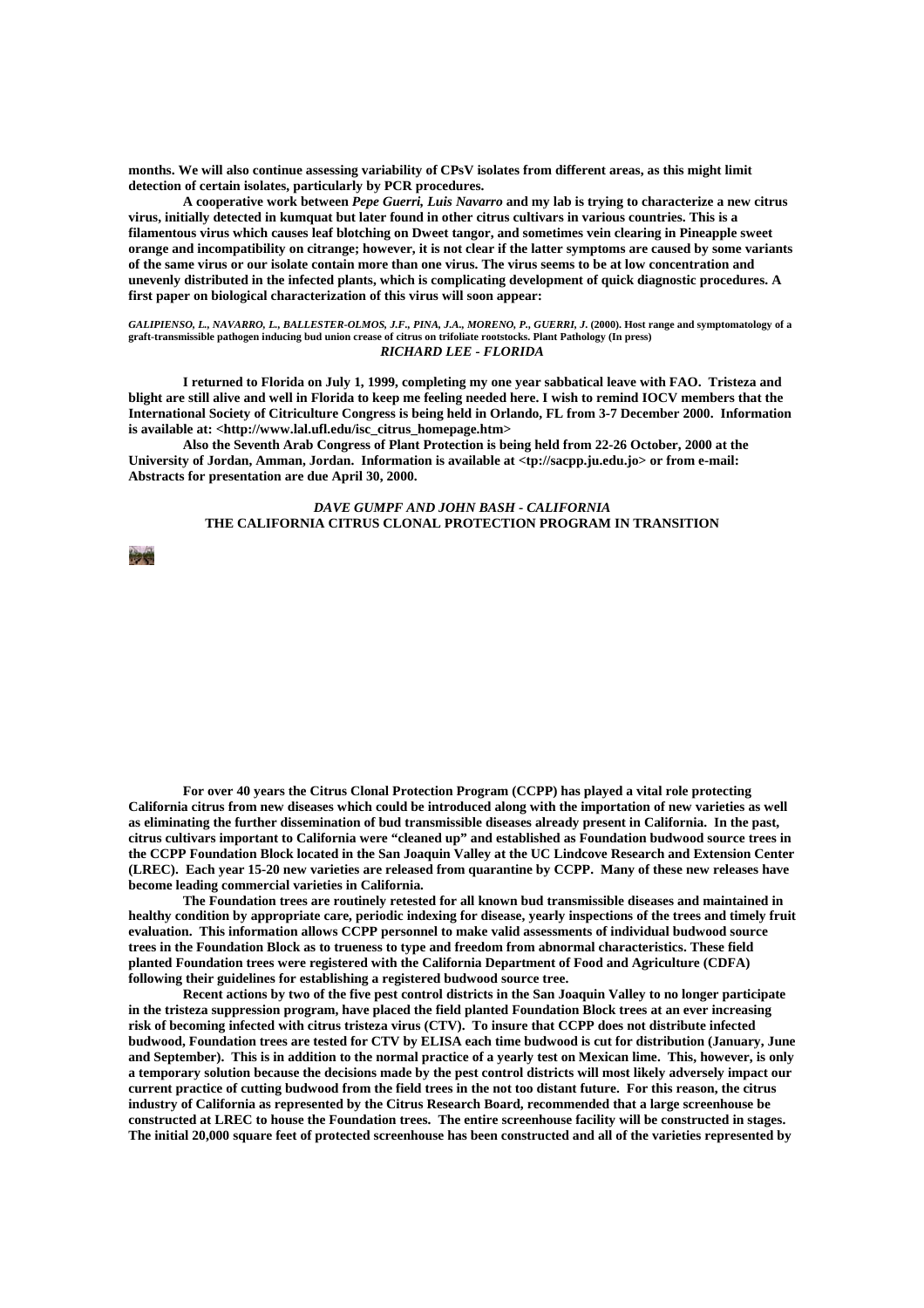**months. We will also continue assessing variability of CPsV isolates from different areas, as this might limit detection of certain isolates, particularly by PCR procedures.**

**A cooperative work between *Pepe Guerri, Luis Navarro* and my lab is trying to characterize a new citrus virus, initially detected in kumquat but later found in other citrus cultivars in various countries. This is a filamentous virus which causes leaf blotching on Dweet tangor, and sometimes vein clearing in Pineapple sweet orange and incompatibility on citrange; however, it is not clear if the latter symptoms are caused by some variants of the same virus or our isolate contain more than one virus. The virus seems to be at low concentration and unevenly distributed in the infected plants, which is complicating development of quick diagnostic procedures. A first paper on biological characterization of this virus will soon appear:**

***GALIPIENSO, L., NAVARRO, L., BALLESTER-OLMOS, J.F., PINA, J.A., MORENO, P., GUERRI, J.* (2000). Host range and symptomatology of a graft-transmissible pathogen inducing bud union crease of citrus on trifoliate rootstocks. Plant Pathology (In press)**

***RICHARD LEE - FLORIDA***

**I returned to Florida on July 1, 1999, completing my one year sabbatical leave with FAO. Tristeza and blight are still alive and well in Florida to keep me feeling needed here. I wish to remind IOCV members that the International Society of Citriculture Congress is being held in Orlando, FL from 3-7 December 2000. Information is available at: <http://www.lal.ufl.edu/isc_citrus_homepage.htm>**

**Also the Seventh Arab Congress of Plant Protection is being held from 22-26 October, 2000 at the University of Jordan, Amman, Jordan. Information is available at <tp://sacpp.ju.edu.jo> or from e-mail: Abstracts for presentation are due April 30, 2000.**

***DAVE GUMPF AND JOHN BASH - CALIFORNIA***

**THE CALIFORNIA CITRUS CLONAL PROTECTION PROGRAM IN TRANSITION**

**For over 40 years the Citrus Clonal Protection Program (CCPP) has played a vital role protecting California citrus from new diseases which could be introduced along with the importation of new varieties as well as eliminating the further dissemination of bud transmissible diseases already present in California. In the past, citrus cultivars important to California were "cleaned up" and established as Foundation budwood source trees in the CCPP Foundation Block located in the San Joaquin Valley at the UC Lindcove Research and Extension Center (LREC). Each year 15-20 new varieties are released from quarantine by CCPP. Many of these new releases have become leading commercial varieties in California.**

**The Foundation trees are routinely retested for all known bud transmissible diseases and maintained in healthy condition by appropriate care, periodic indexing for disease, yearly inspections of the trees and timely fruit evaluation. This information allows CCPP personnel to make valid assessments of individual budwood source trees in the Foundation Block as to trueness to type and freedom from abnormal characteristics. These field planted Foundation trees were registered with the California Department of Food and Agriculture (CDFA) following their guidelines for establishing a registered budwood source tree.**

**Recent actions by two of the five pest control districts in the San Joaquin Valley to no longer participate in the tristeza suppression program, have placed the field planted Foundation Block trees at an ever increasing risk of becoming infected with citrus tristeza virus (CTV). To insure that CCPP does not distribute infected budwood, Foundation trees are tested for CTV by ELISA each time budwood is cut for distribution (January, June and September). This is in addition to the normal practice of a yearly test on Mexican lime. This, however, is only a temporary solution because the decisions made by the pest control districts will most likely adversely impact our current practice of cutting budwood from the field trees in the not too distant future. For this reason, the citrus industry of California as represented by the Citrus Research Board, recommended that a large screenhouse be constructed at LREC to house the Foundation trees. The entire screenhouse facility will be constructed in stages. The initial 20,000 square feet of protected screenhouse has been constructed and all of the varieties represented by**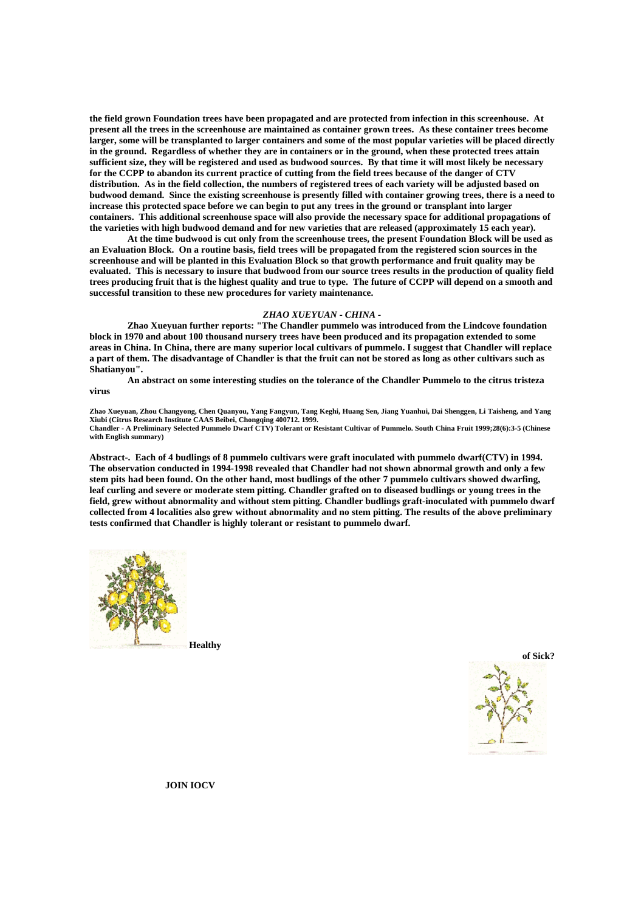**the field grown Foundation trees have been propagated and are protected from infection in this screenhouse. At present all the trees in the screenhouse are maintained as container grown trees. As these container trees become larger, some will be transplanted to larger containers and some of the most popular varieties will be placed directly in the ground. Regardless of whether they are in containers or in the ground, when these protected trees attain sufficient size, they will be registered and used as budwood sources. By that time it will most likely be necessary for the CCPP to abandon its current practice of cutting from the field trees because of the danger of CTV distribution. As in the field collection, the numbers of registered trees of each variety will be adjusted based on budwood demand. Since the existing screenhouse is presently filled with container growing trees, there is a need to increase this protected space before we can begin to put any trees in the ground or transplant into larger containers. This additional screenhouse space will also provide the necessary space for additional propagations of the varieties with high budwood demand and for new varieties that are released (approximately 15 each year).**

**At the time budwood is cut only from the screenhouse trees, the present Foundation Block will be used as an Evaluation Block. On a routine basis, field trees will be propagated from the registered scion sources in the screenhouse and will be planted in this Evaluation Block so that growth performance and fruit quality may be evaluated. This is necessary to insure that budwood from our source trees results in the production of quality field trees producing fruit that is the highest quality and true to type. The future of CCPP will depend on a smooth and successful transition to these new procedures for variety maintenance.**

### *ZHAO XUEYUAN - CHINA -*

**Zhao Xueyuan further reports: "The Chandler pummelo was introduced from the Lindcove foundation block in 1970 and about 100 thousand nursery trees have been produced and its propagation extended to some areas in China. In China, there are many superior local cultivars of pummelo. I suggest that Chandler will replace a part of them. The disadvantage of Chandler is that the fruit can not be stored as long as other cultivars such as Shatianyou".**

**An abstract on some interesting studies on the tolerance of the Chandler Pummelo to the citrus tristeza virus**

**Zhao Xueyuan, Zhou Changyong, Chen Quanyou, Yang Fangyun, Tang Keghi, Huang Sen, Jiang Yuanhui, Dai Shenggen, Li Taisheng, and Yang Xiubi (Citrus Research Institute CAAS Beibei, Chongqing 400712. 1999.**
**Chandler - A Preliminary Selected Pummelo Dwarf CTV) Tolerant or Resistant Cultivar of Pummelo. South China Fruit 1999;28(6):3-5 (Chinese with English summary)**

**Abstract-. Each of 4 budlings of 8 pummelo cultivars were graft inoculated with pummelo dwarf(CTV) in 1994. The observation conducted in 1994-1998 revealed that Chandler had not shown abnormal growth and only a few stem pits had been found. On the other hand, most budlings of the other 7 pummelo cultivars showed dwarfing, leaf curling and severe or moderate stem pitting. Chandler grafted on to diseased budlings or young trees in the field, grew without abnormality and without stem pitting. Chandler budlings graft-inoculated with pummelo dwarf collected from 4 localities also grew without abnormality and no stem pitting. The results of the above preliminary tests confirmed that Chandler is highly tolerant or resistant to pummelo dwarf.**

**Healthy**

**of Sick?**

**JOIN IOCV**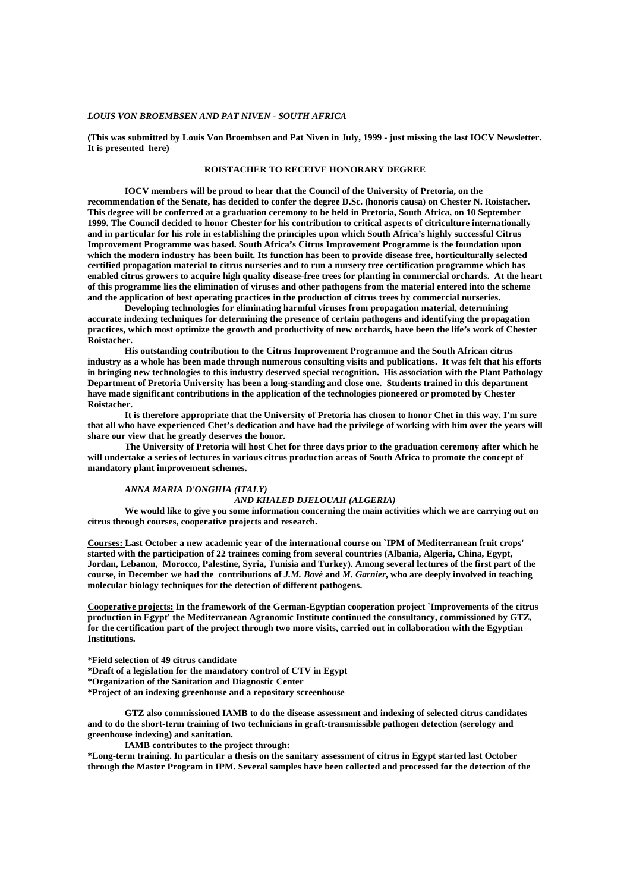*LOUIS VON BROEMBSEN AND PAT NIVEN - SOUTH AFRICA*

**(This was submitted by Louis Von Broembsen and Pat Niven in July, 1999 - just missing the last IOCV Newsletter. It is presented here)**

**ROISTACHER TO RECEIVE HONORARY DEGREE**

**IOCV members will be proud to hear that the Council of the University of Pretoria, on the recommendation of the Senate, has decided to confer the degree D.Sc. (honoris causa) on Chester N. Roistacher. This degree will be conferred at a graduation ceremony to be held in Pretoria, South Africa, on 10 September 1999. The Council decided to honor Chester for his contribution to critical aspects of citriculture internationally and in particular for his role in establishing the principles upon which South Africa's highly successful Citrus Improvement Programme was based. South Africa's Citrus Improvement Programme is the foundation upon which the modern industry has been built. Its function has been to provide disease free, horticulturally selected certified propagation material to citrus nurseries and to run a nursery tree certification programme which has enabled citrus growers to acquire high quality disease-free trees for planting in commercial orchards. At the heart of this programme lies the elimination of viruses and other pathogens from the material entered into the scheme and the application of best operating practices in the production of citrus trees by commercial nurseries.**

**Developing technologies for eliminating harmful viruses from propagation material, determining accurate indexing techniques for determining the presence of certain pathogens and identifying the propagation practices, which most optimize the growth and productivity of new orchards, have been the life's work of Chester Roistacher.**

**His outstanding contribution to the Citrus Improvement Programme and the South African citrus industry as a whole has been made through numerous consulting visits and publications. It was felt that his efforts in bringing new technologies to this industry deserved special recognition. His association with the Plant Pathology Department of Pretoria University has been a long-standing and close one. Students trained in this department have made significant contributions in the application of the technologies pioneered or promoted by Chester Roistacher.**

**It is therefore appropriate that the University of Pretoria has chosen to honor Chet in this way. I'm sure that all who have experienced Chet's dedication and have had the privilege of working with him over the years will share our view that he greatly deserves the honor.**

**The University of Pretoria will host Chet for three days prior to the graduation ceremony after which he will undertake a series of lectures in various citrus production areas of South Africa to promote the concept of mandatory plant improvement schemes.**

*ANNA MARIA D'ONGHIA (ITALY)*
*AND KHALED DJELOUAH (ALGERIA)*

**We would like to give you some information concerning the main activities which we are carrying out on citrus through courses, cooperative projects and research.**

**Courses: Last October a new academic year of the international course on `IPM of Mediterranean fruit crops' started with the participation of 22 trainees coming from several countries (Albania, Algeria, China, Egypt, Jordan, Lebanon, Morocco, Palestine, Syria, Tunisia and Turkey). Among several lectures of the first part of the course, in December we had the contributions of *J.M. Bovè* and *M. Garnier*, who are deeply involved in teaching molecular biology techniques for the detection of different pathogens.**

**Cooperative projects: In the framework of the German-Egyptian cooperation project `Improvements of the citrus production in Egypt' the Mediterranean Agronomic Institute continued the consultancy, commissioned by GTZ, for the certification part of the project through two more visits, carried out in collaboration with the Egyptian Institutions.**

**\*Field selection of 49 citrus candidate**
**\*Draft of a legislation for the mandatory control of CTV in Egypt**
**\*Organization of the Sanitation and Diagnostic Center**
**\*Project of an indexing greenhouse and a repository screenhouse**

**GTZ also commissioned IAMB to do the disease assessment and indexing of selected citrus candidates and to do the short-term training of two technicians in graft-transmissible pathogen detection (serology and greenhouse indexing) and sanitation.**

**IAMB contributes to the project through:**

**\*Long-term training. In particular a thesis on the sanitary assessment of citrus in Egypt started last October through the Master Program in IPM. Several samples have been collected and processed for the detection of the**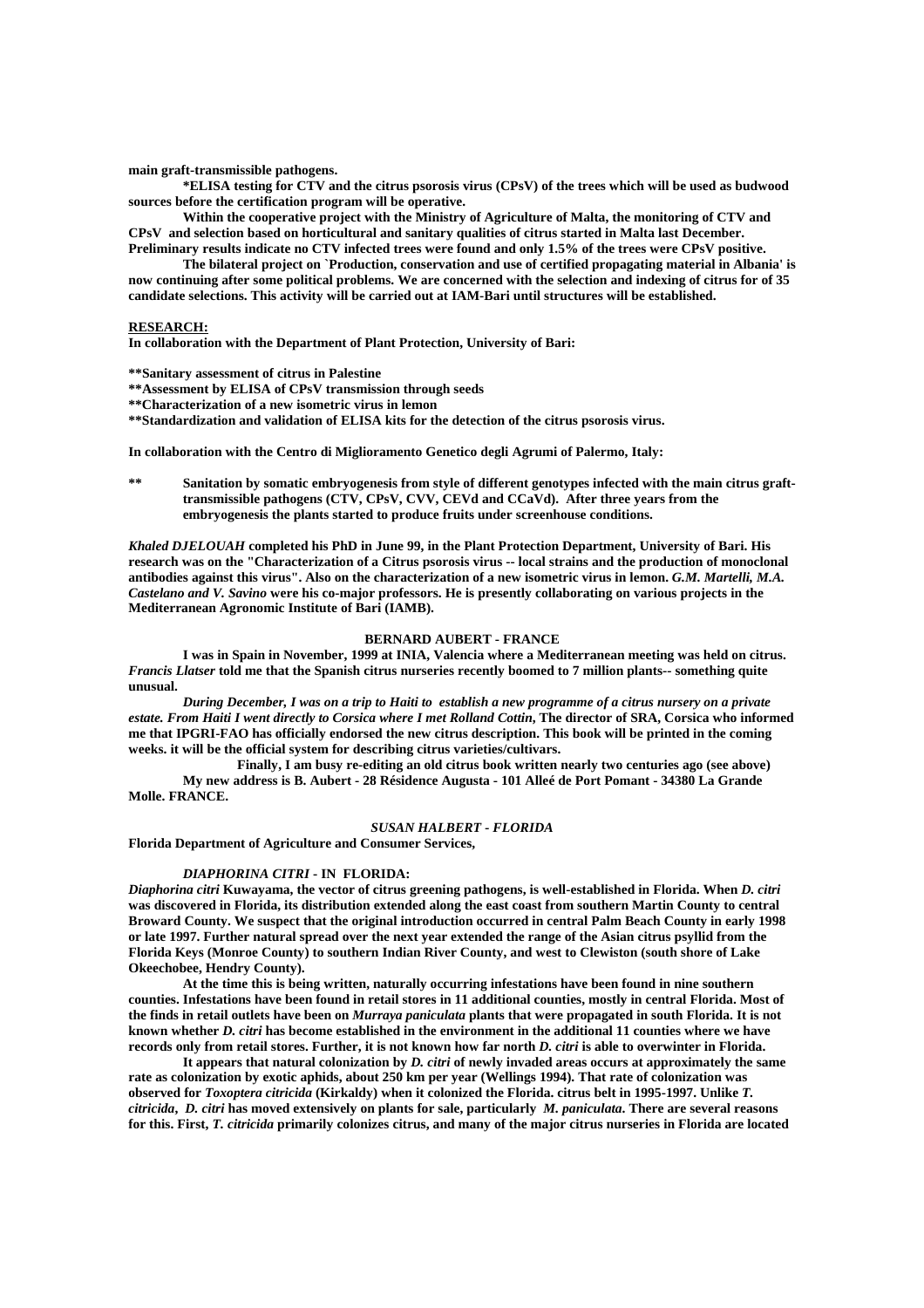**main graft-transmissible pathogens.**

**\*ELISA testing for CTV and the citrus psorosis virus (CPsV) of the trees which will be used as budwood sources before the certification program will be operative.**

**Within the cooperative project with the Ministry of Agriculture of Malta, the monitoring of CTV and CPsV and selection based on horticultural and sanitary qualities of citrus started in Malta last December. Preliminary results indicate no CTV infected trees were found and only 1.5% of the trees were CPsV positive.**

**The bilateral project on `Production, conservation and use of certified propagating material in Albania' is now continuing after some political problems. We are concerned with the selection and indexing of citrus for of 35 candidate selections. This activity will be carried out at IAM-Bari until structures will be established.**

**RESEARCH:**

**In collaboration with the Department of Plant Protection, University of Bari:**

**\*\*Sanitary assessment of citrus in Palestine**

**\*\*Assessment by ELISA of CPsV transmission through seeds**

**\*\*Characterization of a new isometric virus in lemon**

**\*\*Standardization and validation of ELISA kits for the detection of the citrus psorosis virus.**

**In collaboration with the Centro di Miglioramento Genetico degli Agrumi of Palermo, Italy:**

**\*\* Sanitation by somatic embryogenesis from style of different genotypes infected with the main citrus graft-transmissible pathogens (CTV, CPsV, CVV, CEVd and CCaVd). After three years from the embryogenesis the plants started to produce fruits under screenhouse conditions.**

***Khaled DJELOUAH* completed his PhD in June 99, in the Plant Protection Department, University of Bari. His research was on the "Characterization of a Citrus psorosis virus -- local strains and the production of monoclonal antibodies against this virus". Also on the characterization of a new isometric virus in lemon. *G.M. Martelli, M.A. Castelano and V. Savino* were his co-major professors. He is presently collaborating on various projects in the Mediterranean Agronomic Institute of Bari (IAMB).**

### BERNARD AUBERT - FRANCE

**I was in Spain in November, 1999 at INIA, Valencia where a Mediterranean meeting was held on citrus. *Francis Llatser* told me that the Spanish citrus nurseries recently boomed to 7 million plants-- something quite unusual.**

***During December, I was on a trip to Haiti to establish a new programme of a citrus nursery on a private estate. From Haiti I went directly to Corsica where I met Rolland Cottin,* The director of SRA, Corsica who informed me that IPGRI-FAO has officially endorsed the new citrus description. This book will be printed in the coming weeks. it will be the official system for describing citrus varieties/cultivars.**

**Finally, I am busy re-editing an old citrus book written nearly two centuries ago (see above)**

**My new address is B. Aubert - 28 Résidence Augusta - 101 Alleé de Port Pomant - 34380 La Grande Molle. FRANCE.**

### *SUSAN HALBERT - FLORIDA*

**Florida Department of Agriculture and Consumer Services,**

#### *DIAPHORINA CITRI* - IN FLORIDA:

***Diaphorina citri* Kuwayama, the vector of citrus greening pathogens, is well-established in Florida. When *D. citri* was discovered in Florida, its distribution extended along the east coast from southern Martin County to central Broward County. We suspect that the original introduction occurred in central Palm Beach County in early 1998 or late 1997. Further natural spread over the next year extended the range of the Asian citrus psyllid from the Florida Keys (Monroe County) to southern Indian River County, and west to Clewiston (south shore of Lake Okeechobee, Hendry County).**

**At the time this is being written, naturally occurring infestations have been found in nine southern counties. Infestations have been found in retail stores in 11 additional counties, mostly in central Florida. Most of the finds in retail outlets have been on *Murraya paniculata* plants that were propagated in south Florida. It is not known whether *D. citri* has become established in the environment in the additional 11 counties where we have records only from retail stores. Further, it is not known how far north *D. citri* is able to overwinter in Florida.**

**It appears that natural colonization by *D. citri* of newly invaded areas occurs at approximately the same rate as colonization by exotic aphids, about 250 km per year (Wellings 1994). That rate of colonization was observed for *Toxoptera citricida* (Kirkaldy) when it colonized the Florida. citrus belt in 1995-1997. Unlike *T. citricida*, *D. citri* has moved extensively on plants for sale, particularly *M. paniculata*. There are several reasons for this. First, *T. citricida* primarily colonizes citrus, and many of the major citrus nurseries in Florida are located**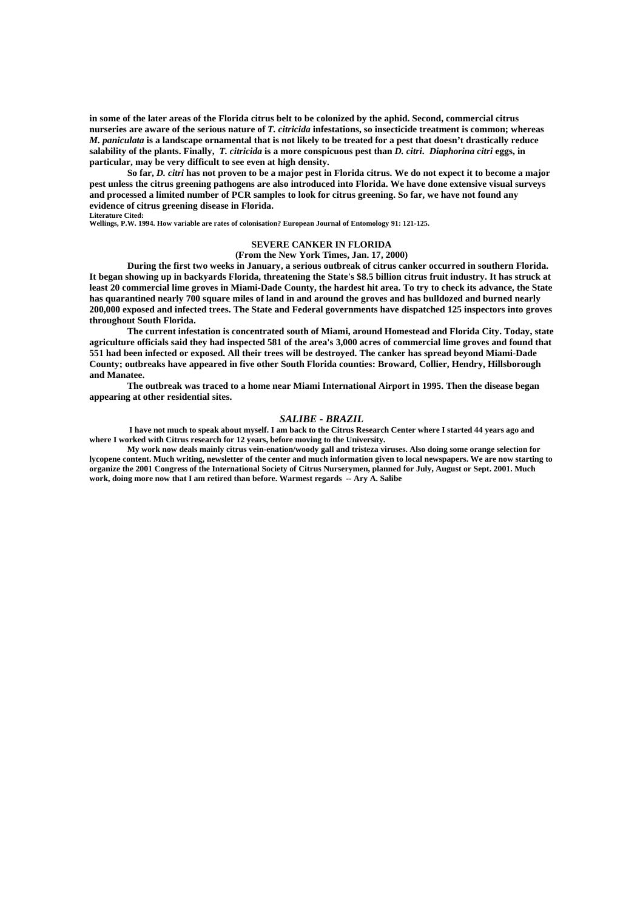**in some of the later areas of the Florida citrus belt to be colonized by the aphid. Second, commercial citrus nurseries are aware of the serious nature of *T. citricida* infestations, so insecticide treatment is common; whereas *M. paniculata* is a landscape ornamental that is not likely to be treated for a pest that doesn't drastically reduce salability of the plants. Finally, *T. citricida* is a more conspicuous pest than *D. citri*. *Diaphorina citri* eggs, in particular, may be very difficult to see even at high density.**

**So far, *D. citri* has not proven to be a major pest in Florida citrus. We do not expect it to become a major pest unless the citrus greening pathogens are also introduced into Florida. We have done extensive visual surveys and processed a limited number of PCR samples to look for citrus greening. So far, we have not found any evidence of citrus greening disease in Florida.**

**Literature Cited:**

**Wellings, P.W. 1994. How variable are rates of colonisation? European Journal of Entomology 91: 121-125.**

## SEVERE CANKER IN FLORIDA

**(From the New York Times, Jan. 17, 2000)**

**During the first two weeks in January, a serious outbreak of citrus canker occurred in southern Florida. It began showing up in backyards Florida, threatening the State's $8.5 billion citrus fruit industry. It has struck at least 20 commercial lime groves in Miami-Dade County, the hardest hit area. To try to check its advance, the State has quarantined nearly 700 square miles of land in and around the groves and has bulldozed and burned nearly 200,000 exposed and infected trees. The State and Federal governments have dispatched 125 inspectors into groves throughout South Florida.**

**The current infestation is concentrated south of Miami, around Homestead and Florida City. Today, state agriculture officials said they had inspected 581 of the area's 3,000 acres of commercial lime groves and found that 551 had been infected or exposed. All their trees will be destroyed. The canker has spread beyond Miami-Dade County; outbreaks have appeared in five other South Florida counties: Broward, Collier, Hendry, Hillsborough and Manatee.**

**The outbreak was traced to a home near Miami International Airport in 1995. Then the disease began appearing at other residential sites.**

## *SALIBE - BRAZIL*

**I have not much to speak about myself. I am back to the Citrus Research Center where I started 44 years ago and where I worked with Citrus research for 12 years, before moving to the University.**

**My work now deals mainly citrus vein-enation/woody gall and tristeza viruses. Also doing some orange selection for lycopene content. Much writing, newsletter of the center and much information given to local newspapers. We are now starting to organize the 2001 Congress of the International Society of Citrus Nurserymen, planned for July, August or Sept. 2001. Much work, doing more now that I am retired than before. Warmest regards -- Ary A. Salibe**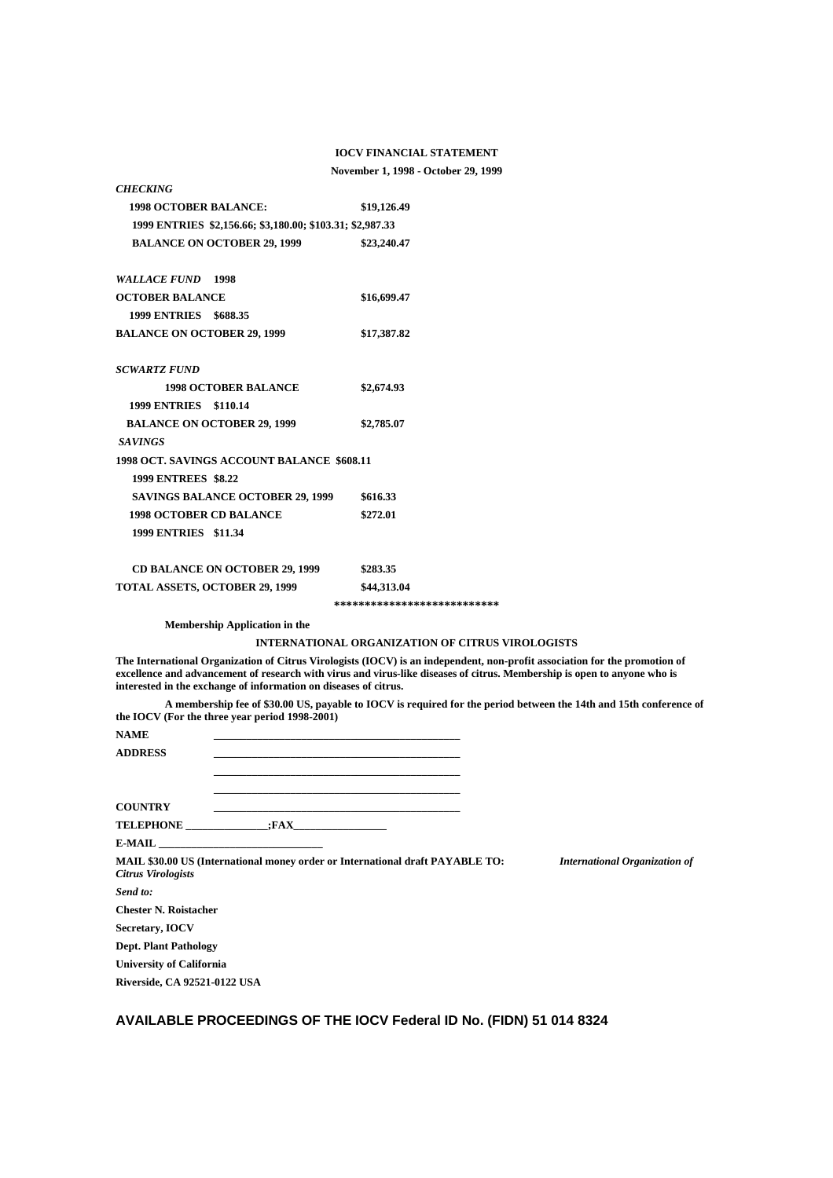**IOCV FINANCIAL STATEMENT**

**November 1, 1998 - October 29, 1999**

***CHECKING***

| | |
|---|---|
| **1998 OCTOBER BALANCE:** | **$19,126.49** |
| **1999 ENTRIES $2,156.66; $3,180.00; $103.31; $2,987.33** | |
| **BALANCE ON OCTOBER 29, 1999** | **$23,240.47** |

***WALLACE FUND*** **1998**

| | |
|---|---|
| **OCTOBER BALANCE** | **$16,699.47** |
| **1999 ENTRIES $688.35** | |
| **BALANCE ON OCTOBER 29, 1999** | **$17,387.82** |

***SCWARTZ FUND***

| | |
|---|---|
| **1998 OCTOBER BALANCE** | **$2,674.93** |
| **1999 ENTRIES $110.14** | |
| **BALANCE ON OCTOBER 29, 1999** | **$2,785.07** |

***SAVINGS***

| | |
|---|---|
| **1998 OCT. SAVINGS ACCOUNT BALANCE $608.11** | |
| **1999 ENTREES $8.22** | |
| **SAVINGS BALANCE OCTOBER 29, 1999** | **$616.33** |
| **1998 OCTOBER CD BALANCE** | **$272.01** |
| **1999 ENTRIES $11.34** | |
| **CD BALANCE ON OCTOBER 29, 1999** | **$283.35** |
| **TOTAL ASSETS, OCTOBER 29, 1999** | **$44,313.04** |

**\*\*\*\*\*\*\*\*\*\*\*\*\*\*\*\*\*\*\*\*\*\*\*\*\*\***

**Membership Application in the**

**INTERNATIONAL ORGANIZATION OF CITRUS VIROLOGISTS**

**The International Organization of Citrus Virologists (IOCV) is an independent, non-profit association for the promotion of excellence and advancement of research with virus and virus-like diseases of citrus. Membership is open to anyone who is interested in the exchange of information on diseases of citrus.**

**A membership fee of $30.00 US, payable to IOCV is required for the period between the 14th and 15th conference of the IOCV (For the three year period 1998-2001)**

**NAME** ______________________________________________

**ADDRESS** ______________________________________________

______________________________________________

______________________________________________

**COUNTRY** ______________________________________________

**TELEPHONE** _______________**;FAX**_________________

**E-MAIL** _______________________________

**MAIL $30.00 US (International money order or International draft PAYABLE TO:** ***International Organization of Citrus Virologists***

***Send to:***

**Chester N. Roistacher**

**Secretary, IOCV**

**Dept. Plant Pathology**

**University of California**

**Riverside, CA 92521-0122 USA**

## AVAILABLE PROCEEDINGS OF THE IOCV Federal ID No. (FIDN) 51 014 8324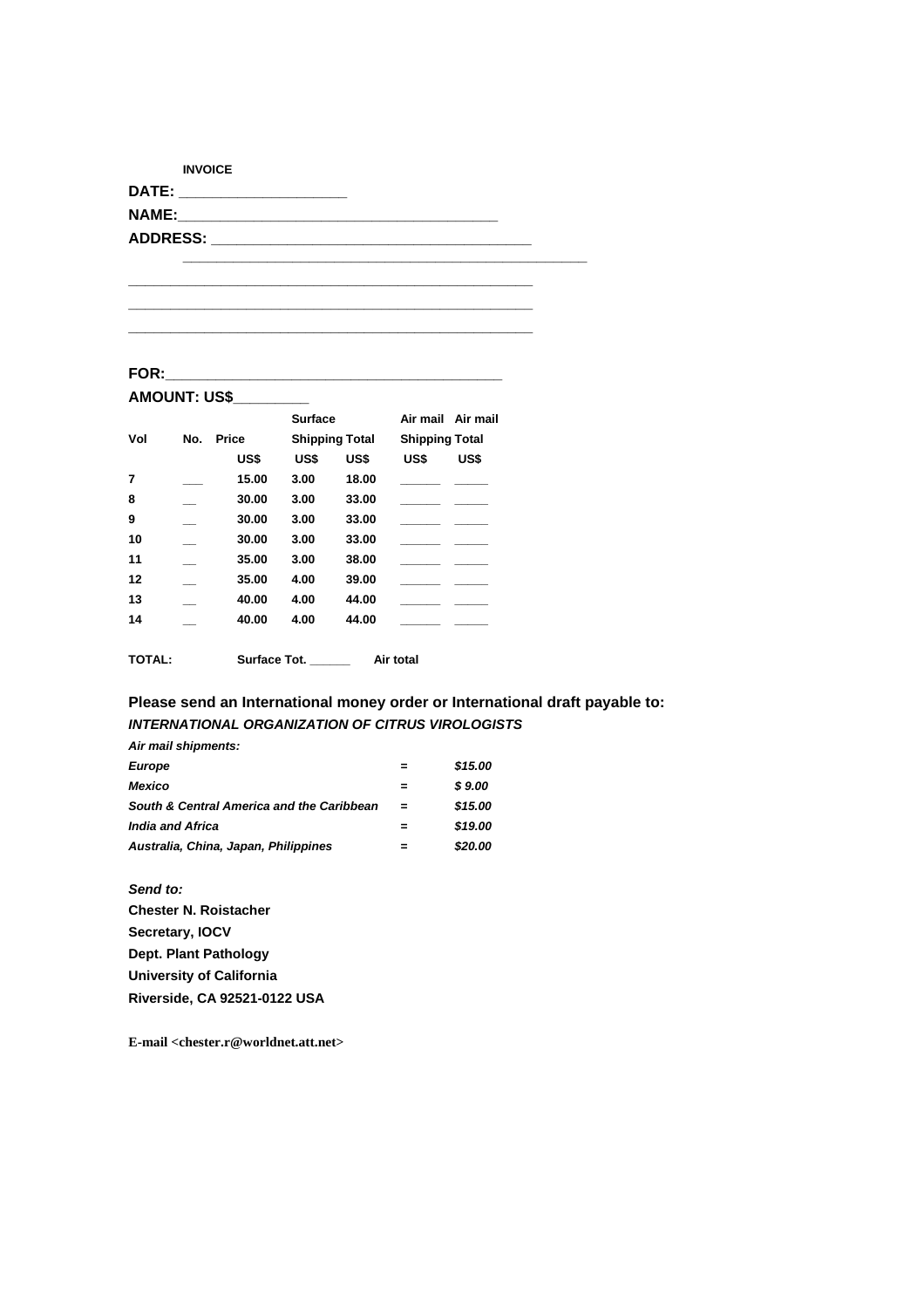**INVOICE**

**DATE:** ____________________

**NAME:**______________________________________

**ADDRESS:** _____________________________________

______________________________________________________

______________________________________________________

______________________________________________________

______________________________________________________

**FOR:**_________________________________________

**AMOUNT: US$**_________

| | | | Surface | | Air mail | Air mail |
|---|---|---|---|---|---|---|
| **Vol** | **No.** | **Price** | **Shipping** | **Total** | **Shipping** | **Total** |
| | | **US$** | **US$** | **US$** | **US$** | **US$** |
| **7** | ___ | **15.00** | **3.00** | **18.00** | ______ | _____ |
| **8** | __ | **30.00** | **3.00** | **33.00** | ______ | _____ |
| **9** | __ | **30.00** | **3.00** | **33.00** | ______ | _____ |
| **10** | __ | **30.00** | **3.00** | **33.00** | ______ | _____ |
| **11** | __ | **35.00** | **3.00** | **38.00** | ______ | _____ |
| **12** | __ | **35.00** | **4.00** | **39.00** | ______ | _____ |
| **13** | __ | **40.00** | **4.00** | **44.00** | ______ | _____ |
| **14** | __ | **40.00** | **4.00** | **44.00** | ______ | _____ |

**TOTAL:** **Surface Tot.** ______ **Air total**

**Please send an International money order or International draft payable to:**

***INTERNATIONAL ORGANIZATION OF CITRUS VIROLOGISTS***

***Air mail shipments:***

| | | |
|---|---|---|
| ***Europe*** | **=** | ***$15.00*** |
| ***Mexico*** | **=** | ***$ 9.00*** |
| ***South & Central America and the Caribbean*** | **=** | ***$15.00*** |
| ***India and Africa*** | **=** | ***$19.00*** |
| ***Australia, China, Japan, Philippines*** | **=** | ***$20.00*** |

***Send to:***

**Chester N. Roistacher**
**Secretary, IOCV**
**Dept. Plant Pathology**
**University of California**
**Riverside, CA 92521-0122 USA**

**E-mail <chester.r@worldnet.att.net>**